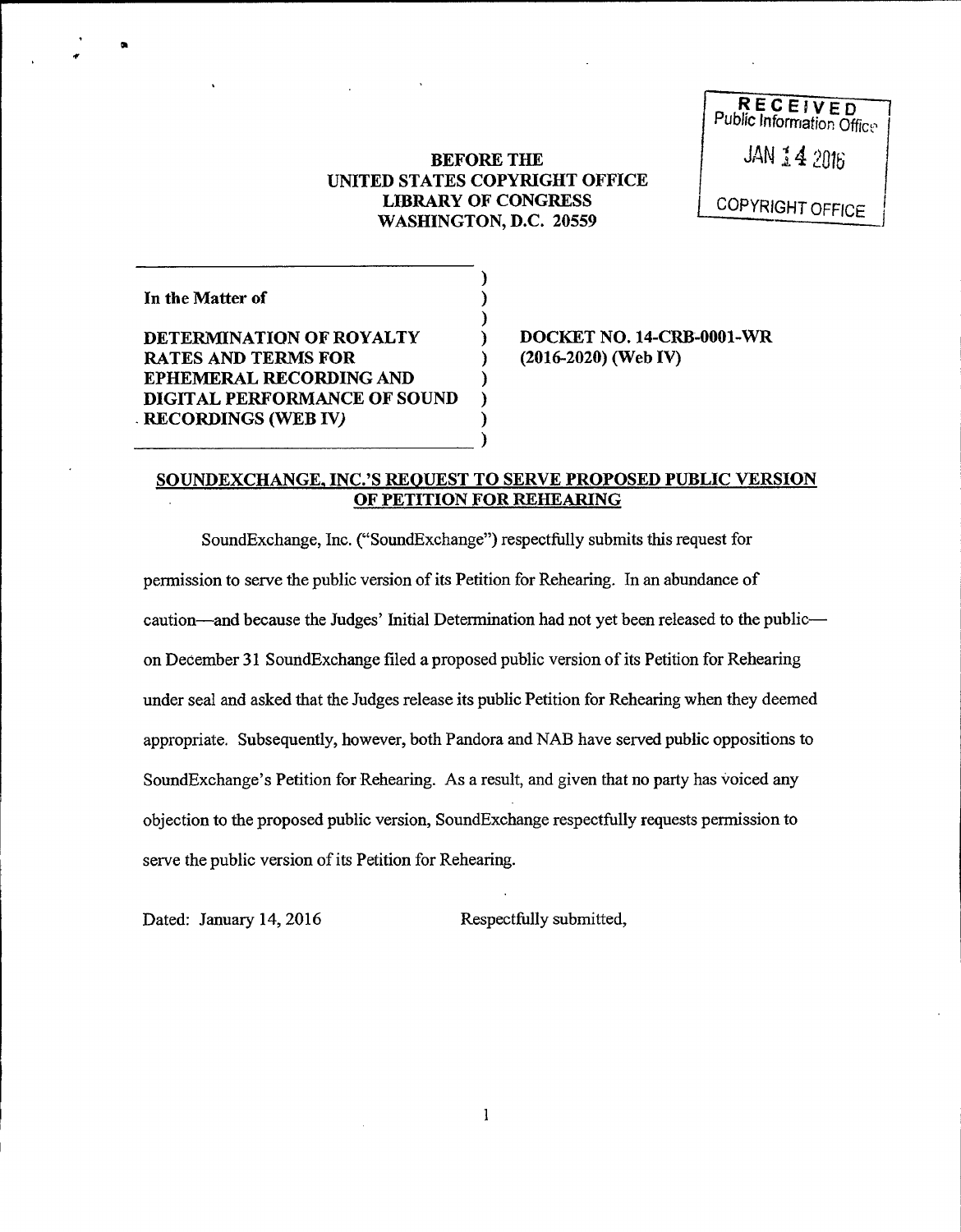RECEIVED
Public Information Office

JAN 14 2016

COPYRIGHT OFFICE

**BEFORE THE**
**UNITED STATES COPYRIGHT OFFICE**
**LIBRARY OF CONGRESS**
**WASHINGTON, D.C. 20559**

| | |
|---|---|
| **In the Matter of**<br><br>**DETERMINATION OF ROYALTY RATES AND TERMS FOR EPHEMERAL RECORDING AND DIGITAL PERFORMANCE OF SOUND RECORDINGS (WEB IV)** | **DOCKET NO. 14-CRB-0001-WR (2016-2020) (Web IV)** |

**SOUNDEXCHANGE, INC.'S REQUEST TO SERVE PROPOSED PUBLIC VERSION OF PETITION FOR REHEARING**

SoundExchange, Inc. ("SoundExchange") respectfully submits this request for permission to serve the public version of its Petition for Rehearing. In an abundance of caution—and because the Judges' Initial Determination had not yet been released to the public—on December 31 SoundExchange filed a proposed public version of its Petition for Rehearing under seal and asked that the Judges release its public Petition for Rehearing when they deemed appropriate. Subsequently, however, both Pandora and NAB have served public oppositions to SoundExchange's Petition for Rehearing. As a result, and given that no party has voiced any objection to the proposed public version, SoundExchange respectfully requests permission to serve the public version of its Petition for Rehearing.

Dated: January 14, 2016

Respectfully submitted,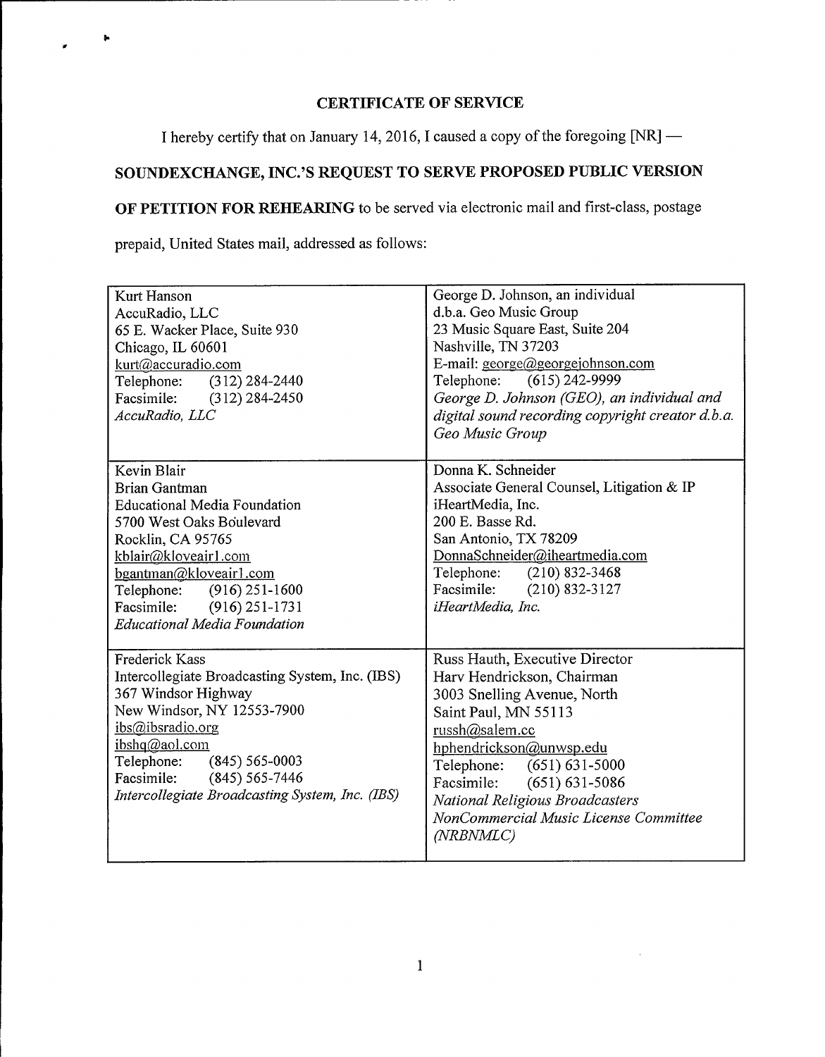## CERTIFICATE OF SERVICE

I hereby certify that on January 14, 2016, I caused a copy of the foregoing [NR] —

**SOUNDEXCHANGE, INC.'S REQUEST TO SERVE PROPOSED PUBLIC VERSION OF PETITION FOR REHEARING** to be served via electronic mail and first-class, postage prepaid, United States mail, addressed as follows:

| | |
|---|---|
| Kurt Hanson<br>AccuRadio, LLC<br>65 E. Wacker Place, Suite 930<br>Chicago, IL 60601<br>kurt@accuradio.com<br>Telephone: (312) 284-2440<br>Facsimile: (312) 284-2450<br>*AccuRadio, LLC* | George D. Johnson, an individual<br>d.b.a. Geo Music Group<br>23 Music Square East, Suite 204<br>Nashville, TN 37203<br>E-mail: george@georgejohnson.com<br>Telephone: (615) 242-9999<br>*George D. Johnson (GEO), an individual and digital sound recording copyright creator d.b.a. Geo Music Group* |
| Kevin Blair<br>Brian Gantman<br>Educational Media Foundation<br>5700 West Oaks Boulevard<br>Rocklin, CA 95765<br>kblair@kloveair1.com<br>bgantman@kloveair1.com<br>Telephone: (916) 251-1600<br>Facsimile: (916) 251-1731<br>*Educational Media Foundation* | Donna K. Schneider<br>Associate General Counsel, Litigation & IP<br>iHeartMedia, Inc.<br>200 E. Basse Rd.<br>San Antonio, TX 78209<br>DonnaSchneider@iheartmedia.com<br>Telephone: (210) 832-3468<br>Facsimile: (210) 832-3127<br>*iHeartMedia, Inc.* |
| Frederick Kass<br>Intercollegiate Broadcasting System, Inc. (IBS)<br>367 Windsor Highway<br>New Windsor, NY 12553-7900<br>ibs@ibsradio.org<br>ibshq@aol.com<br>Telephone: (845) 565-0003<br>Facsimile: (845) 565-7446<br>*Intercollegiate Broadcasting System, Inc. (IBS)* | Russ Hauth, Executive Director<br>Harv Hendrickson, Chairman<br>3003 Snelling Avenue, North<br>Saint Paul, MN 55113<br>russh@salem.cc<br>hphendrickson@unwsp.edu<br>Telephone: (651) 631-5000<br>Facsimile: (651) 631-5086<br>*National Religious Broadcasters NonCommercial Music License Committee (NRBNMLC)* |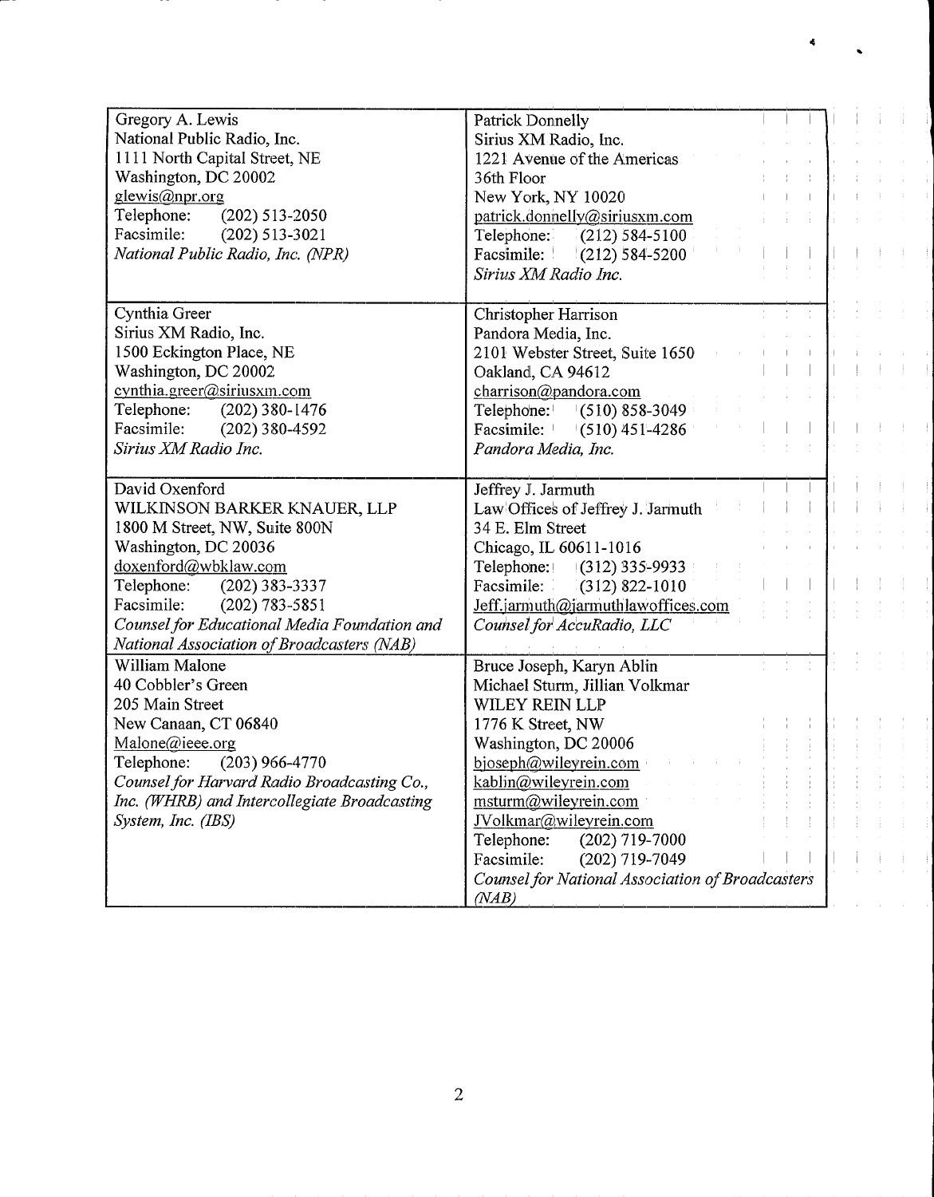| | |
|---|---|
| Gregory A. Lewis<br>National Public Radio, Inc.<br>1111 North Capital Street, NE<br>Washington, DC 20002<br>glewis@npr.org<br>Telephone: (202) 513-2050<br>Facsimile: (202) 513-3021<br>*National Public Radio, Inc. (NPR)* | Patrick Donnelly<br>Sirius XM Radio, Inc.<br>1221 Avenue of the Americas<br>36th Floor<br>New York, NY 10020<br>patrick.donnelly@siriusxm.com<br>Telephone: (212) 584-5100<br>Facsimile: (212) 584-5200<br>*Sirius XM Radio Inc.* |
| Cynthia Greer<br>Sirius XM Radio, Inc.<br>1500 Eckington Place, NE<br>Washington, DC 20002<br>cynthia.greer@siriusxm.com<br>Telephone: (202) 380-1476<br>Facsimile: (202) 380-4592<br>*Sirius XM Radio Inc.* | Christopher Harrison<br>Pandora Media, Inc.<br>2101 Webster Street, Suite 1650<br>Oakland, CA 94612<br>charrison@pandora.com<br>Telephone: (510) 858-3049<br>Facsimile: (510) 451-4286<br>*Pandora Media, Inc.* |
| David Oxenford<br>WILKINSON BARKER KNAUER, LLP<br>1800 M Street, NW, Suite 800N<br>Washington, DC 20036<br>doxenford@wbklaw.com<br>Telephone: (202) 383-3337<br>Facsimile: (202) 783-5851<br>*Counsel for Educational Media Foundation and National Association of Broadcasters (NAB)* | Jeffrey J. Jarmuth<br>Law Offices of Jeffrey J. Jarmuth<br>34 E. Elm Street<br>Chicago, IL 60611-1016<br>Telephone: (312) 335-9933<br>Facsimile: (312) 822-1010<br>Jeff.jarmuth@jarmuthlawoffices.com<br>*Counsel for AccuRadio, LLC* |
| William Malone<br>40 Cobbler's Green<br>205 Main Street<br>New Canaan, CT 06840<br>Malone@ieee.org<br>Telephone: (203) 966-4770<br>*Counsel for Harvard Radio Broadcasting Co., Inc. (WHRB) and Intercollegiate Broadcasting System, Inc. (IBS)* | Bruce Joseph, Karyn Ablin<br>Michael Sturm, Jillian Volkmar<br>WILEY REIN LLP<br>1776 K Street, NW<br>Washington, DC 20006<br>bjoseph@wileyrein.com<br>kablin@wileyrein.com<br>msturm@wileyrein.com<br>JVolkmar@wileyrein.com<br>Telephone: (202) 719-7000<br>Facsimile: (202) 719-7049<br>*Counsel for National Association of Broadcasters (NAB)* |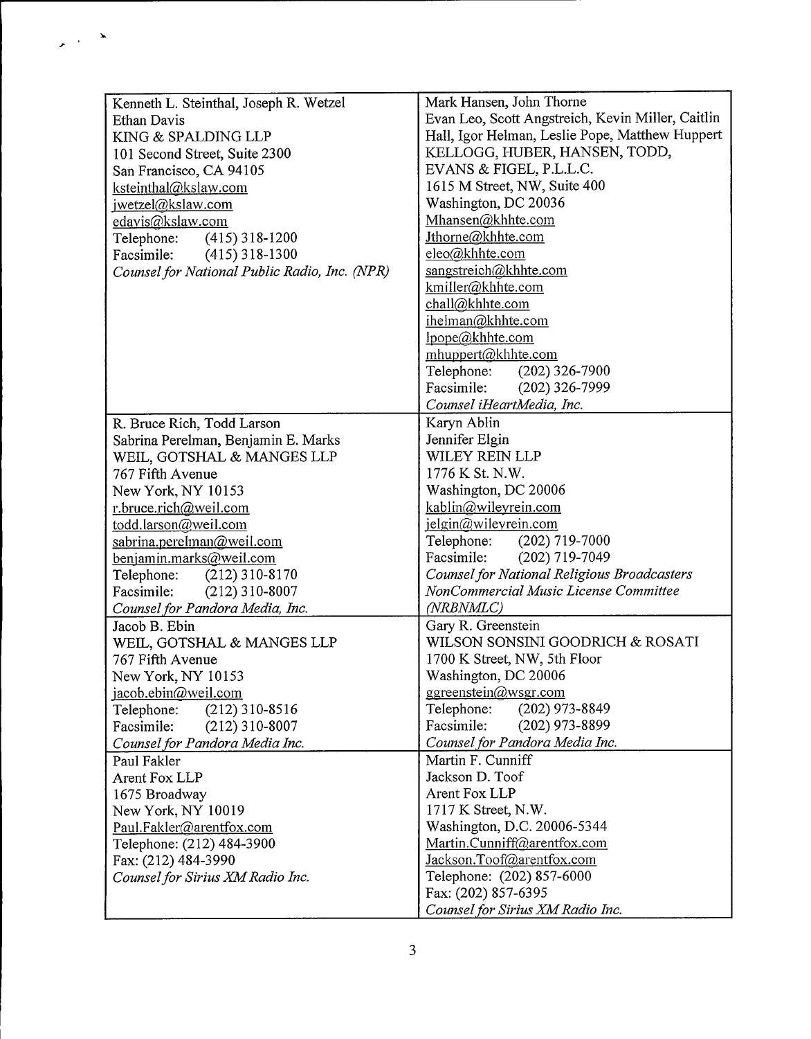| | |
|---|---|
| Kenneth L. Steinthal, Joseph R. Wetzel<br>Ethan Davis<br>KING & SPALDING LLP<br>101 Second Street, Suite 2300<br>San Francisco, CA 94105<br>ksteinthal@kslaw.com<br>jwetzel@kslaw.com<br>edavis@kslaw.com<br>Telephone: (415) 318-1200<br>Facsimile: (415) 318-1300<br>*Counsel for National Public Radio, Inc. (NPR)* | Mark Hansen, John Thorne<br>Evan Leo, Scott Angstreich, Kevin Miller, Caitlin Hall, Igor Helman, Leslie Pope, Matthew Huppert<br>KELLOGG, HUBER, HANSEN, TODD, EVANS & FIGEL, P.L.L.C.<br>1615 M Street, NW, Suite 400<br>Washington, DC 20036<br>Mhansen@khhte.com<br>Jthorne@khhte.com<br>eleo@khhte.com<br>sangstreich@khhte.com<br>kmiller@khhte.com<br>chall@khhte.com<br>ihelman@khhte.com<br>lpope@khhte.com<br>mhuppert@khhte.com<br>Telephone: (202) 326-7900<br>Facsimile: (202) 326-7999<br>*Counsel iHeartMedia, Inc.* |
| R. Bruce Rich, Todd Larson<br>Sabrina Perelman, Benjamin E. Marks<br>WEIL, GOTSHAL & MANGES LLP<br>767 Fifth Avenue<br>New York, NY 10153<br>r.bruce.rich@weil.com<br>todd.larson@weil.com<br>sabrina.perelman@weil.com<br>benjamin.marks@weil.com<br>Telephone: (212) 310-8170<br>Facsimile: (212) 310-8007<br>*Counsel for Pandora Media, Inc.* | Karyn Ablin<br>Jennifer Elgin<br>WILEY REIN LLP<br>1776 K St. N.W.<br>Washington, DC 20006<br>kablin@wileyrein.com<br>jelgin@wileyrein.com<br>Telephone: (202) 719-7000<br>Facsimile: (202) 719-7049<br>*Counsel for National Religious Broadcasters NonCommercial Music License Committee (NRBNMLC)* |
| Jacob B. Ebin<br>WEIL, GOTSHAL & MANGES LLP<br>767 Fifth Avenue<br>New York, NY 10153<br>jacob.ebin@weil.com<br>Telephone: (212) 310-8516<br>Facsimile: (212) 310-8007<br>*Counsel for Pandora Media Inc.* | Gary R. Greenstein<br>WILSON SONSINI GOODRICH & ROSATI<br>1700 K Street, NW, 5th Floor<br>Washington, DC 20006<br>ggreenstein@wsgr.com<br>Telephone: (202) 973-8849<br>Facsimile: (202) 973-8899<br>*Counsel for Pandora Media Inc.* |
| Paul Fakler<br>Arent Fox LLP<br>1675 Broadway<br>New York, NY 10019<br>Paul.Fakler@arentfox.com<br>Telephone: (212) 484-3900<br>Fax: (212) 484-3990<br>*Counsel for Sirius XM Radio Inc.* | Martin F. Cunniff<br>Jackson D. Toof<br>Arent Fox LLP<br>1717 K Street, N.W.<br>Washington, D.C. 20006-5344<br>Martin.Cunniff@arentfox.com<br>Jackson.Toof@arentfox.com<br>Telephone: (202) 857-6000<br>Fax: (202) 857-6395<br>*Counsel for Sirius XM Radio Inc.* |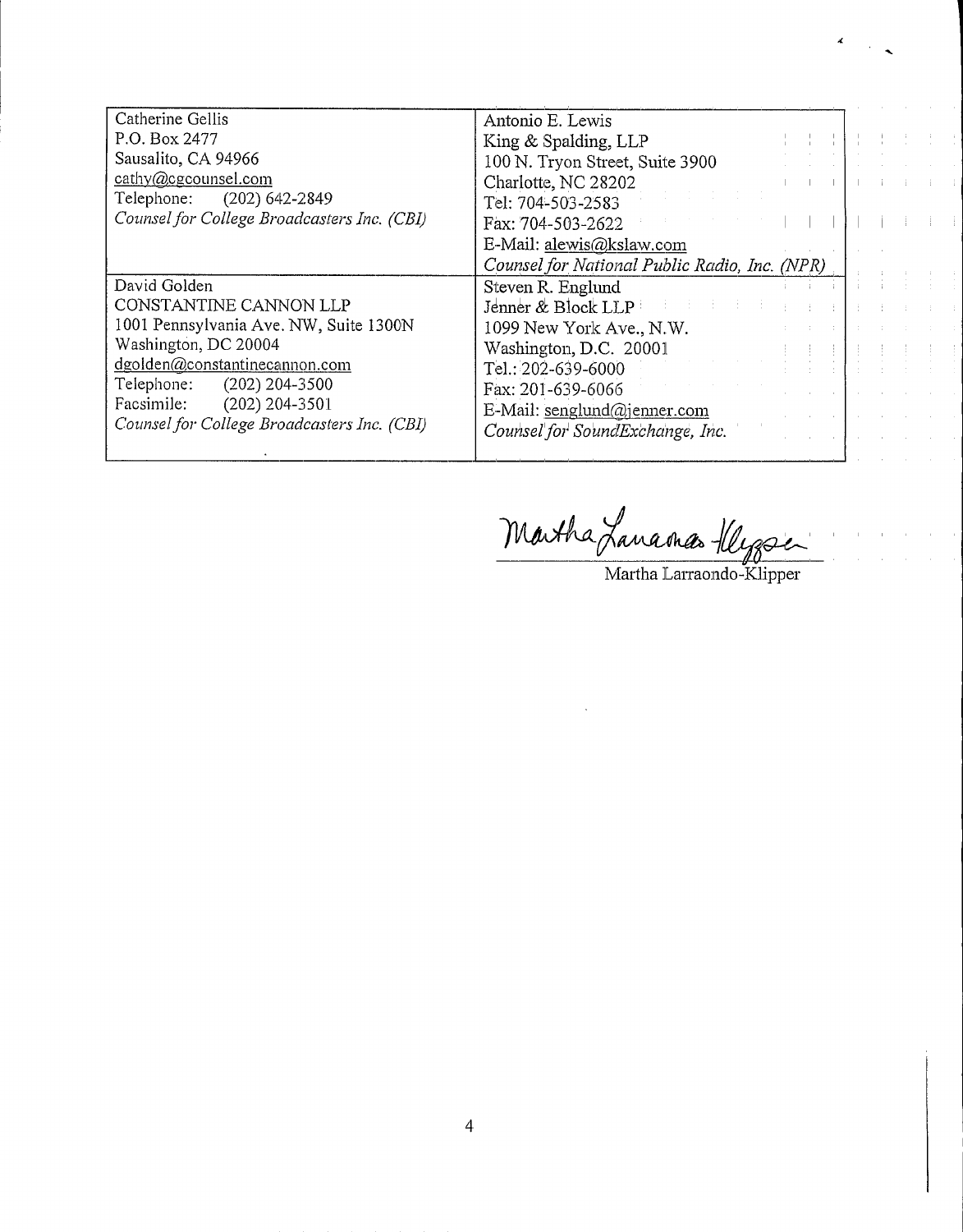| Catherine Gellis<br>P.O. Box 2477<br>Sausalito, CA 94966<br>cathy@cgcounsel.com<br>Telephone: (202) 642-2849<br>*Counsel for College Broadcasters Inc. (CBI)* | Antonio E. Lewis<br>King & Spalding, LLP<br>100 N. Tryon Street, Suite 3900<br>Charlotte, NC 28202<br>Tel: 704-503-2583<br>Fax: 704-503-2622<br>E-Mail: alewis@kslaw.com<br>*Counsel for National Public Radio, Inc. (NPR)* |
| --- | --- |
| David Golden<br>CONSTANTINE CANNON LLP<br>1001 Pennsylvania Ave. NW, Suite 1300N<br>Washington, DC 20004<br>dgolden@constantinecannon.com<br>Telephone: (202) 204-3500<br>Facsimile: (202) 204-3501<br>*Counsel for College Broadcasters Inc. (CBI)* | Steven R. Englund<br>Jenner & Block LLP<br>1099 New York Ave., N.W.<br>Washington, D.C. 20001<br>Tel.: 202-639-6000<br>Fax: 201-639-6066<br>E-Mail: senglund@jenner.com<br>*Counsel for SoundExchange, Inc.* |

Martha Larraondo-Klipper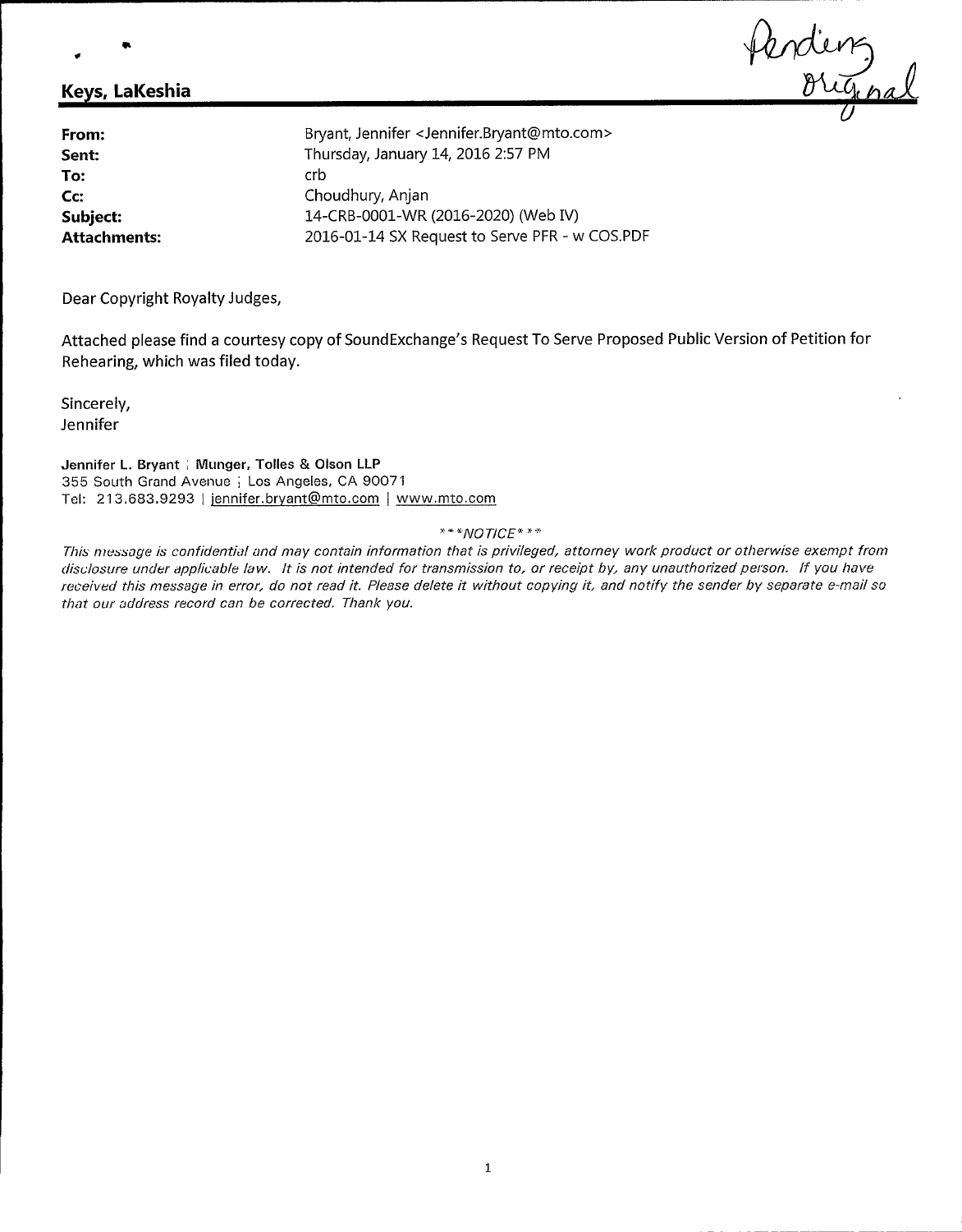**Keys, LaKeshia**

Pending original

| | |
|---|---|
| **From:** | Bryant, Jennifer <Jennifer.Bryant@mto.com> |
| **Sent:** | Thursday, January 14, 2016 2:57 PM |
| **To:** | crb |
| **Cc:** | Choudhury, Anjan |
| **Subject:** | 14-CRB-0001-WR (2016-2020) (Web IV) |
| **Attachments:** | 2016-01-14 SX Request to Serve PFR - w COS.PDF |

Dear Copyright Royalty Judges,

Attached please find a courtesy copy of SoundExchange's Request To Serve Proposed Public Version of Petition for Rehearing, which was filed today.

Sincerely,
Jennifer

**Jennifer L. Bryant | Munger, Tolles & Olson LLP**
355 South Grand Avenue | Los Angeles, CA 90071
Tel: 213.683.9293 | jennifer.bryant@mto.com | www.mto.com

***NOTICE***

*This message is confidential and may contain information that is privileged, attorney work product or otherwise exempt from disclosure under applicable law. It is not intended for transmission to, or receipt by, any unauthorized person. If you have received this message in error, do not read it. Please delete it without copying it, and notify the sender by separate e-mail so that our address record can be corrected. Thank you.*